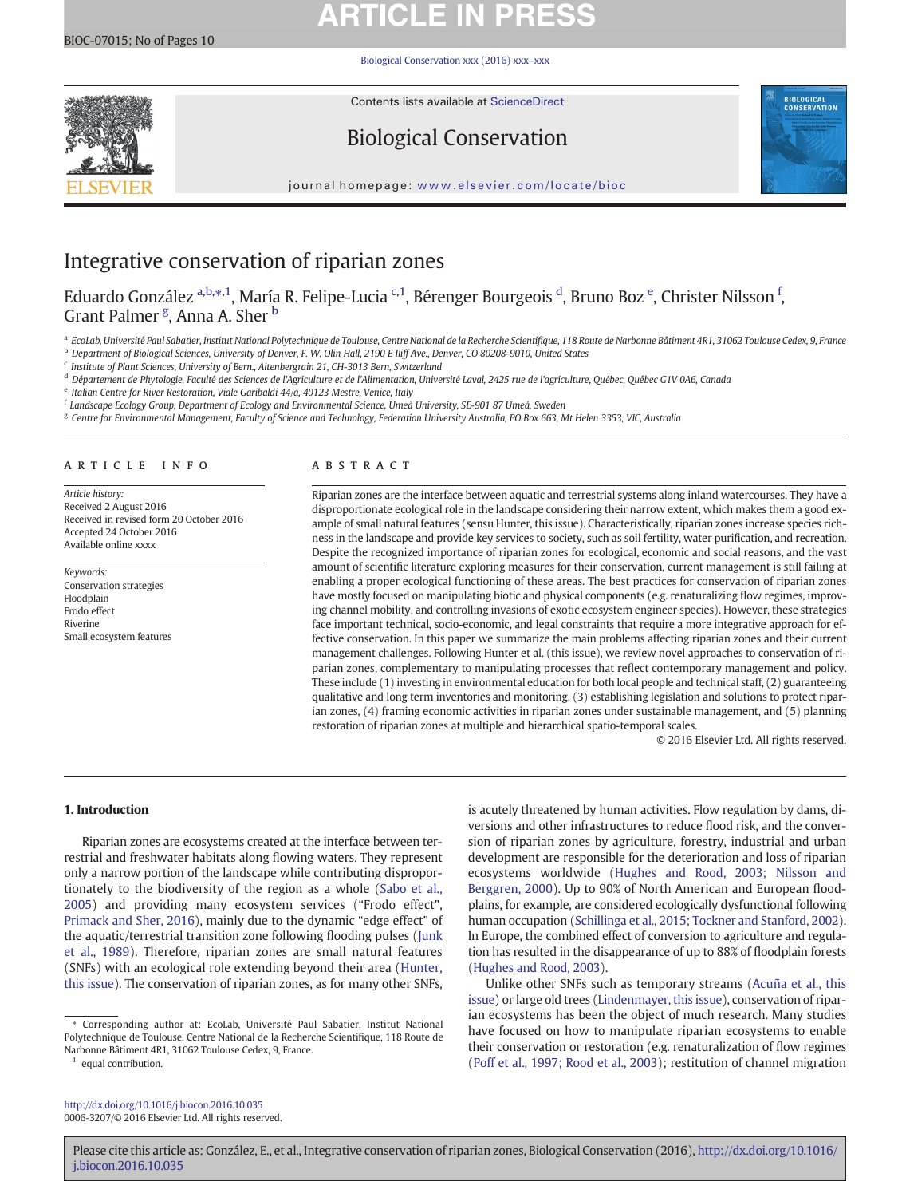# Integrative conservation of riparian zones

Eduardo González [a,b,*,1], María R. Felipe-Lucia [c,1], Bérenger Bourgeois [d], Bruno Boz [e], Christer Nilsson [f], Grant Palmer [g], Anna A. Sher [b]

[a] EcoLab, Université Paul Sabatier, Institut National Polytechnique de Toulouse, Centre National de la Recherche Scientifique, 118 Route de Narbonne Bâtiment 4R1, 31062 Toulouse Cedex, 9, France
[b] Department of Biological Sciences, University of Denver, F. W. Olin Hall, 2190 E Iliff Ave., Denver, CO 80208-9010, United States
[c] Institute of Plant Sciences, University of Bern., Altenbergrain 21, CH-3013 Bern, Switzerland
[d] Département de Phytologie, Faculté des Sciences de l'Agriculture et de l'Alimentation, Université Laval, 2425 rue de l'agriculture, Québec, Québec G1V 0A6, Canada
[e] Italian Centre for River Restoration, Viale Garibaldi 44/a, 40123 Mestre, Venice, Italy
[f] Landscape Ecology Group, Department of Ecology and Environmental Science, Umeå University, SE-901 87 Umeå, Sweden
[g] Centre for Environmental Management, Faculty of Science and Technology, Federation University Australia, PO Box 663, Mt Helen 3353, VIC, Australia

## ARTICLE INFO

*Article history:*
Received 2 August 2016
Received in revised form 20 October 2016
Accepted 24 October 2016
Available online xxxx

*Keywords:*
Conservation strategies
Floodplain
Frodo effect
Riverine
Small ecosystem features

## ABSTRACT

Riparian zones are the interface between aquatic and terrestrial systems along inland watercourses. They have a disproportionate ecological role in the landscape considering their narrow extent, which makes them a good example of small natural features (sensu Hunter, this issue). Characteristically, riparian zones increase species richness in the landscape and provide key services to society, such as soil fertility, water purification, and recreation. Despite the recognized importance of riparian zones for ecological, economic and social reasons, and the vast amount of scientific literature exploring measures for their conservation, current management is still failing at enabling a proper ecological functioning of these areas. The best practices for conservation of riparian zones have mostly focused on manipulating biotic and physical components (e.g. renaturalizing flow regimes, improving channel mobility, and controlling invasions of exotic ecosystem engineer species). However, these strategies face important technical, socio-economic, and legal constraints that require a more integrative approach for effective conservation. In this paper we summarize the main problems affecting riparian zones and their current management challenges. Following Hunter et al. (this issue), we review novel approaches to conservation of riparian zones, complementary to manipulating processes that reflect contemporary management and policy. These include (1) investing in environmental education for both local people and technical staff, (2) guaranteeing qualitative and long term inventories and monitoring, (3) establishing legislation and solutions to protect riparian zones, (4) framing economic activities in riparian zones under sustainable management, and (5) planning restoration of riparian zones at multiple and hierarchical spatio-temporal scales.

© 2016 Elsevier Ltd. All rights reserved.

## 1. Introduction

Riparian zones are ecosystems created at the interface between terrestrial and freshwater habitats along flowing waters. They represent only a narrow portion of the landscape while contributing disproportionately to the biodiversity of the region as a whole (Sabo et al., 2005) and providing many ecosystem services ("Frodo effect", Primack and Sher, 2016), mainly due to the dynamic "edge effect" of the aquatic/terrestrial transition zone following flooding pulses (Junk et al., 1989). Therefore, riparian zones are small natural features (SNFs) with an ecological role extending beyond their area (Hunter, this issue). The conservation of riparian zones, as for many other SNFs, is acutely threatened by human activities. Flow regulation by dams, diversions and other infrastructures to reduce flood risk, and the conversion of riparian zones by agriculture, forestry, industrial and urban development are responsible for the deterioration and loss of riparian ecosystems worldwide (Hughes and Rood, 2003; Nilsson and Berggren, 2000). Up to 90% of North American and European floodplains, for example, are considered ecologically dysfunctional following human occupation (Schillinga et al., 2015; Tockner and Stanford, 2002). In Europe, the combined effect of conversion to agriculture and regulation has resulted in the disappearance of up to 88% of floodplain forests (Hughes and Rood, 2003).

Unlike other SNFs such as temporary streams (Acuña et al., this issue) or large old trees (Lindenmayer, this issue), conservation of riparian ecosystems has been the object of much research. Many studies have focused on how to manipulate riparian ecosystems to enable their conservation or restoration (e.g. renaturalization of flow regimes (Poff et al., 1997; Rood et al., 2003); restitution of channel migration

* Corresponding author at: EcoLab, Université Paul Sabatier, Institut National Polytechnique de Toulouse, Centre National de la Recherche Scientifique, 118 Route de Narbonne Bâtiment 4R1, 31062 Toulouse Cedex, 9, France.
[1] equal contribution.

http://dx.doi.org/10.1016/j.biocon.2016.10.035
0006-3207/© 2016 Elsevier Ltd. All rights reserved.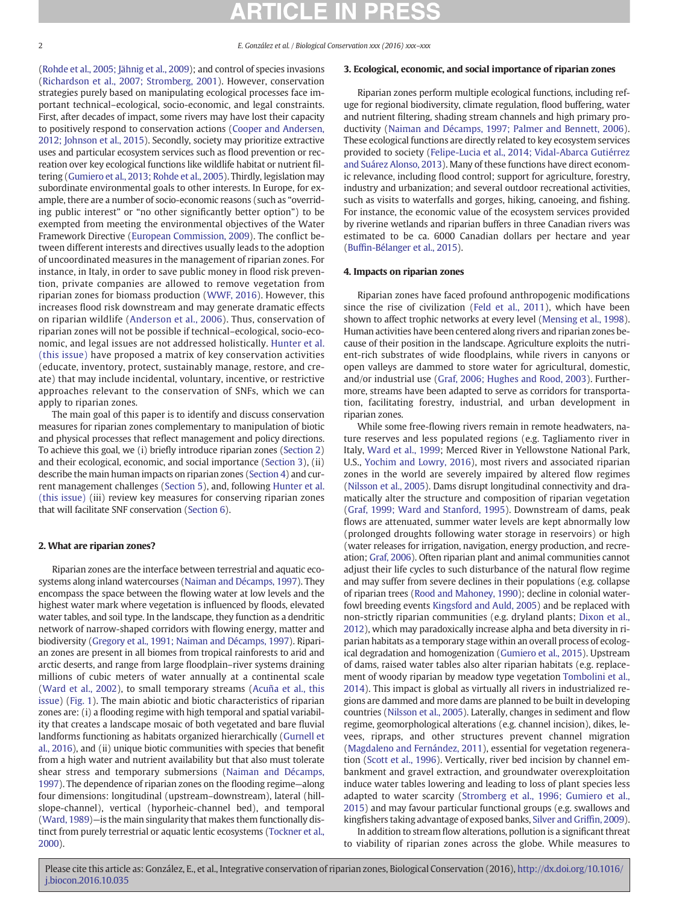(Rohde et al., 2005; Jähnig et al., 2009); and control of species invasions (Richardson et al., 2007; Stromberg, 2001). However, conservation strategies purely based on manipulating ecological processes face important technical–ecological, socio-economic, and legal constraints. First, after decades of impact, some rivers may have lost their capacity to positively respond to conservation actions (Cooper and Andersen, 2012; Johnson et al., 2015). Secondly, society may prioritize extractive uses and particular ecosystem services such as flood prevention or recreation over key ecological functions like wildlife habitat or nutrient filtering (Gumiero et al., 2013; Rohde et al., 2005). Thirdly, legislation may subordinate environmental goals to other interests. In Europe, for example, there are a number of socio-economic reasons (such as "overriding public interest" or "no other significantly better option") to be exempted from meeting the environmental objectives of the Water Framework Directive (European Commission, 2009). The conflict between different interests and directives usually leads to the adoption of uncoordinated measures in the management of riparian zones. For instance, in Italy, in order to save public money in flood risk prevention, private companies are allowed to remove vegetation from riparian zones for biomass production (WWF, 2016). However, this increases flood risk downstream and may generate dramatic effects on riparian wildlife (Anderson et al., 2006). Thus, conservation of riparian zones will not be possible if technical–ecological, socio-economic, and legal issues are not addressed holistically. Hunter et al. (this issue) have proposed a matrix of key conservation activities (educate, inventory, protect, sustainably manage, restore, and create) that may include incidental, voluntary, incentive, or restrictive approaches relevant to the conservation of SNFs, which we can apply to riparian zones.

The main goal of this paper is to identify and discuss conservation measures for riparian zones complementary to manipulation of biotic and physical processes that reflect management and policy directions. To achieve this goal, we (i) briefly introduce riparian zones (Section 2) and their ecological, economic, and social importance (Section 3), (ii) describe the main human impacts on riparian zones (Section 4) and current management challenges (Section 5), and, following Hunter et al. (this issue) (iii) review key measures for conserving riparian zones that will facilitate SNF conservation (Section 6).

## 2. What are riparian zones?

Riparian zones are the interface between terrestrial and aquatic ecosystems along inland watercourses (Naiman and Décamps, 1997). They encompass the space between the flowing water at low levels and the highest water mark where vegetation is influenced by floods, elevated water tables, and soil type. In the landscape, they function as a dendritic network of narrow-shaped corridors with flowing energy, matter and biodiversity (Gregory et al., 1991; Naiman and Décamps, 1997). Riparian zones are present in all biomes from tropical rainforests to arid and arctic deserts, and range from large floodplain–river systems draining millions of cubic meters of water annually at a continental scale (Ward et al., 2002), to small temporary streams (Acuña et al., this issue) (Fig. 1). The main abiotic and biotic characteristics of riparian zones are: (i) a flooding regime with high temporal and spatial variability that creates a landscape mosaic of both vegetated and bare fluvial landforms functioning as habitats organized hierarchically (Gurnell et al., 2016), and (ii) unique biotic communities with species that benefit from a high water and nutrient availability but that also must tolerate shear stress and temporary submersions (Naiman and Décamps, 1997). The dependence of riparian zones on the flooding regime—along four dimensions: longitudinal (upstream–downstream), lateral (hillslope-channel), vertical (hyporheic-channel bed), and temporal (Ward, 1989)—is the main singularity that makes them functionally distinct from purely terrestrial or aquatic lentic ecosystems (Tockner et al., 2000).

## 3. Ecological, economic, and social importance of riparian zones

Riparian zones perform multiple ecological functions, including refuge for regional biodiversity, climate regulation, flood buffering, water and nutrient filtering, shading stream channels and high primary productivity (Naiman and Décamps, 1997; Palmer and Bennett, 2006). These ecological functions are directly related to key ecosystem services provided to society (Felipe-Lucia et al., 2014; Vidal-Abarca Gutiérrez and Suárez Alonso, 2013). Many of these functions have direct economic relevance, including flood control; support for agriculture, forestry, industry and urbanization; and several outdoor recreational activities, such as visits to waterfalls and gorges, hiking, canoeing, and fishing. For instance, the economic value of the ecosystem services provided by riverine wetlands and riparian buffers in three Canadian rivers was estimated to be ca. 6000 Canadian dollars per hectare and year (Buffin-Bélanger et al., 2015).

## 4. Impacts on riparian zones

Riparian zones have faced profound anthropogenic modifications since the rise of civilization (Feld et al., 2011), which have been shown to affect trophic networks at every level (Mensing et al., 1998). Human activities have been centered along rivers and riparian zones because of their position in the landscape. Agriculture exploits the nutrient-rich substrates of wide floodplains, while rivers in canyons or open valleys are dammed to store water for agricultural, domestic, and/or industrial use (Graf, 2006; Hughes and Rood, 2003). Furthermore, streams have been adapted to serve as corridors for transportation, facilitating forestry, industrial, and urban development in riparian zones.

While some free-flowing rivers remain in remote headwaters, nature reserves and less populated regions (e.g. Tagliamento river in Italy, Ward et al., 1999; Merced River in Yellowstone National Park, U.S., Yochim and Lowry, 2016), most rivers and associated riparian zones in the world are severely impaired by altered flow regimes (Nilsson et al., 2005). Dams disrupt longitudinal connectivity and dramatically alter the structure and composition of riparian vegetation (Graf, 1999; Ward and Stanford, 1995). Downstream of dams, peak flows are attenuated, summer water levels are kept abnormally low (prolonged droughts following water storage in reservoirs) or high (water releases for irrigation, navigation, energy production, and recreation; Graf, 2006). Often riparian plant and animal communities cannot adjust their life cycles to such disturbance of the natural flow regime and may suffer from severe declines in their populations (e.g. collapse of riparian trees (Rood and Mahoney, 1990); decline in colonial waterfowl breeding events Kingsford and Auld, 2005) and be replaced with non-strictly riparian communities (e.g. dryland plants; Dixon et al., 2012), which may paradoxically increase alpha and beta diversity in riparian habitats as a temporary stage within an overall process of ecological degradation and homogenization (Gumiero et al., 2015). Upstream of dams, raised water tables also alter riparian habitats (e.g. replacement of woody riparian by meadow type vegetation Tombolini et al., 2014). This impact is global as virtually all rivers in industrialized regions are dammed and more dams are planned to be built in developing countries (Nilsson et al., 2005). Laterally, changes in sediment and flow regime, geomorphological alterations (e.g. channel incision), dikes, levees, ripraps, and other structures prevent channel migration (Magdaleno and Fernández, 2011), essential for vegetation regeneration (Scott et al., 1996). Vertically, river bed incision by channel embankment and gravel extraction, and groundwater overexploitation induce water tables lowering and leading to loss of plant species less adapted to water scarcity (Stromberg et al., 1996; Gumiero et al., 2015) and may favour particular functional groups (e.g. swallows and kingfishers taking advantage of exposed banks, Silver and Griffin, 2009).

In addition to stream flow alterations, pollution is a significant threat to viability of riparian zones across the globe. While measures to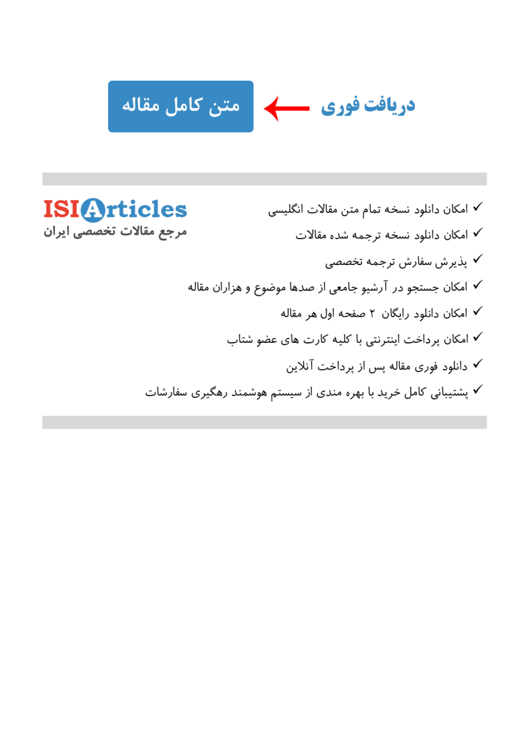دریافت فوری ← **متن کامل مقاله**

**ISIArticles**
مرجع مقالات تخصصی ایران

- ✓ امکان دانلود نسخه تمام متن مقالات انگلیسی
- ✓ امکان دانلود نسخه ترجمه شده مقالات
- ✓ پذیرش سفارش ترجمه تخصصی
- ✓ امکان جستجو در آرشیو جامعی از صدها موضوع و هزاران مقاله
- ✓ امکان دانلود رایگان ۲ صفحه اول هر مقاله
- ✓ امکان پرداخت اینترنتی با کلیه کارت های عضو شتاب
- ✓ دانلود فوری مقاله پس از پرداخت آنلاین
- ✓ پشتیبانی کامل خرید با بهره مندی از سیستم هوشمند رهگیری سفارشات